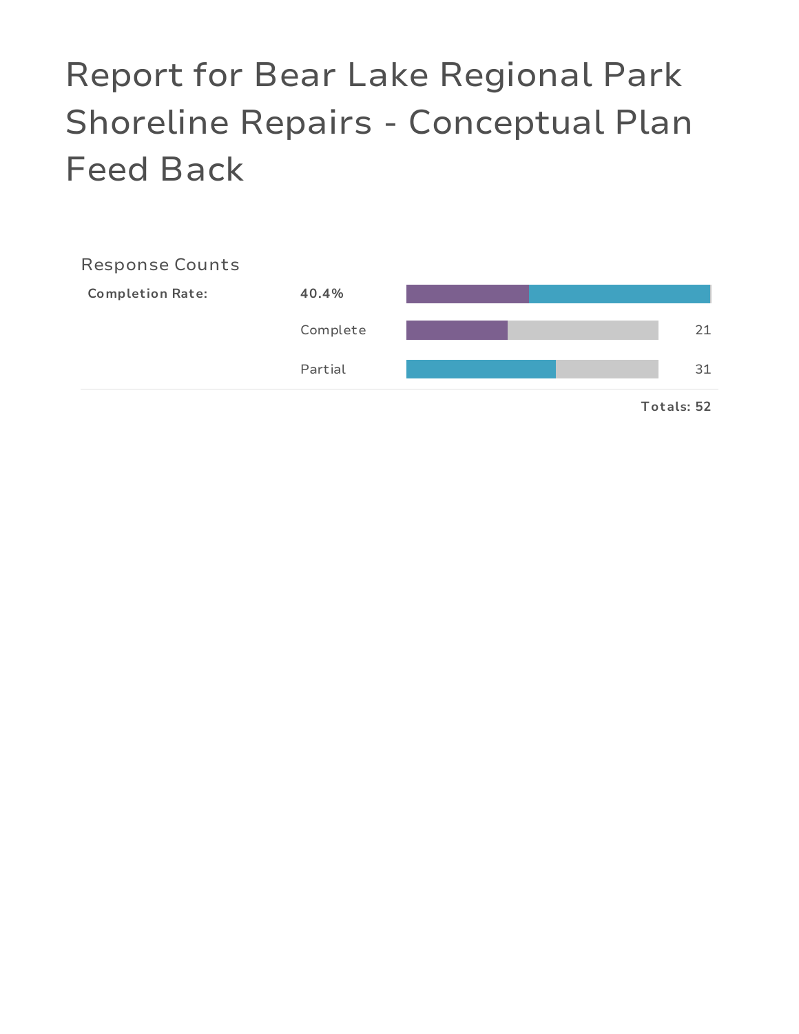# Report for Bear Lake Regional Park Shoreline Repairs - Conceptual Plan Feed Back

## Response Counts

| Completion Rate: | 40.4% | |
|---|---|---|
| | Complete | 21 |
| | Partial | 31 |
| | | **Totals: 52** |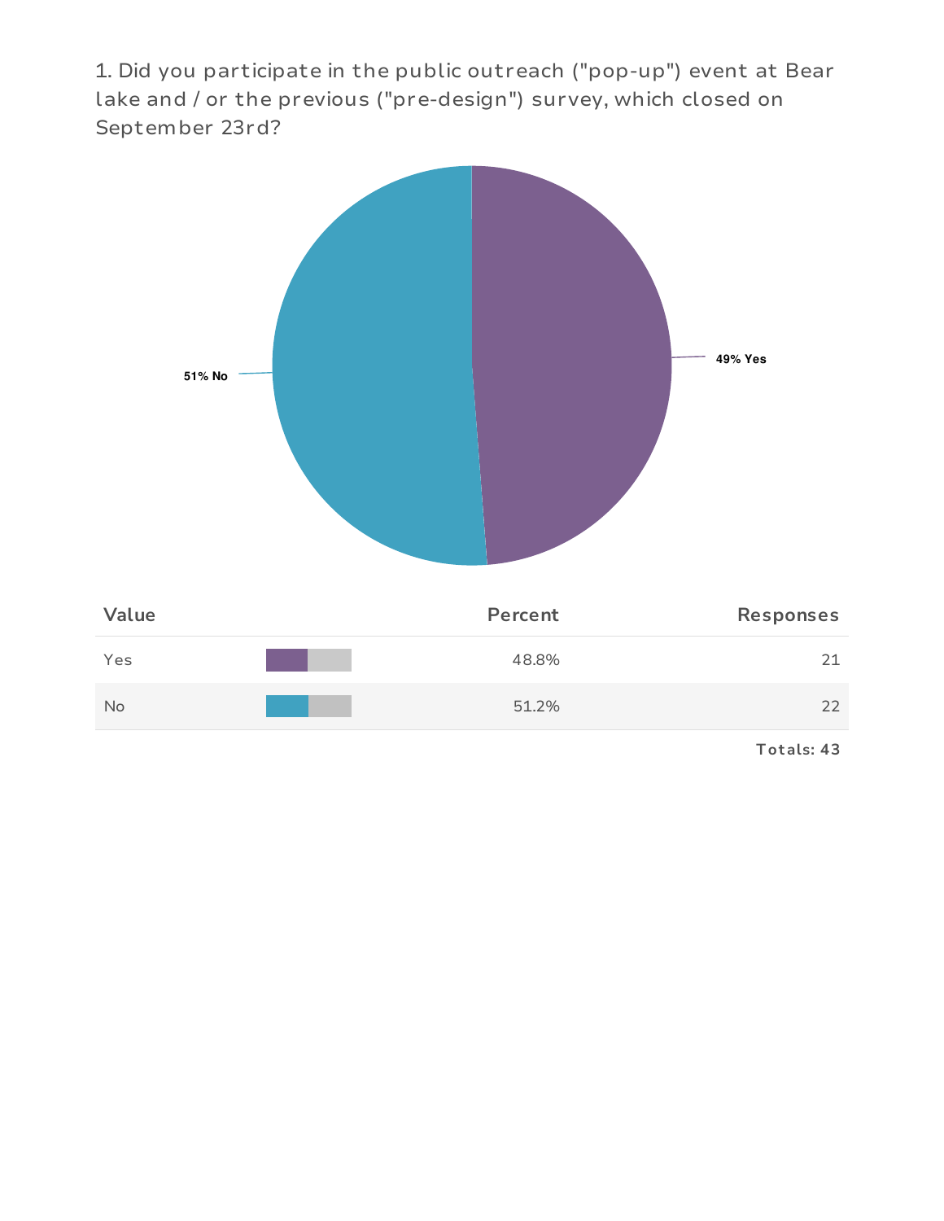1. Did you participate in the public outreach ("pop-up") event at Bear lake and / or the previous ("pre-design") survey, which closed on September 23rd?

51% No

49% Yes

| Value | Percent | Responses |
| --- | --- | --- |
| Yes | 48.8% | 21 |
| No | 51.2% | 22 |

**Totals: 43**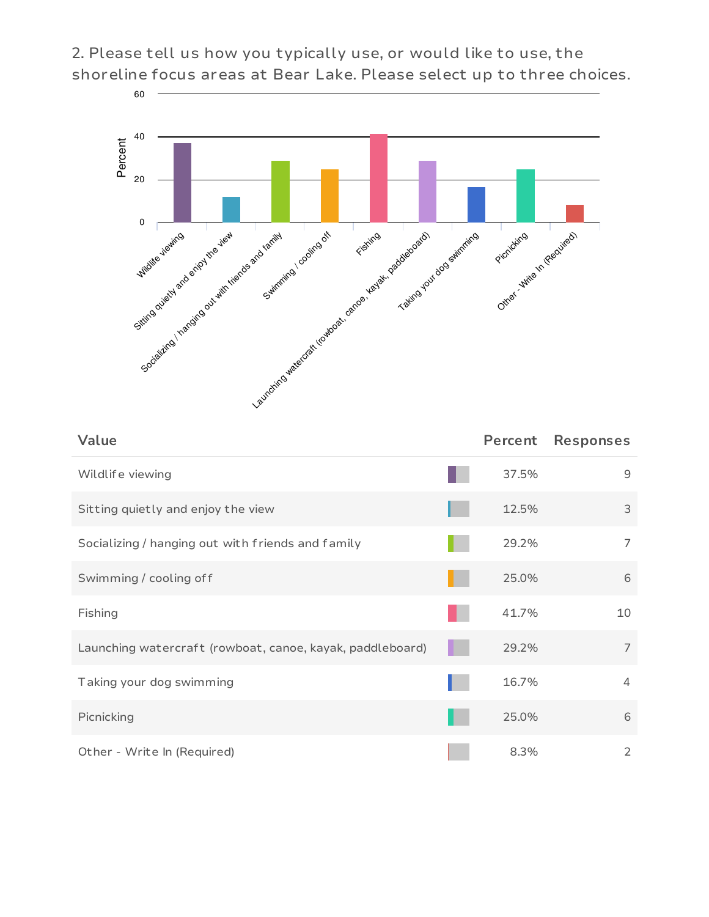## 2. Please tell us how you typically use, or would like to use, the shoreline focus areas at Bear Lake. Please select up to three choices.

| Value | Percent | Responses |
|---|---|---|
| Wildlife viewing | 37.5% | 9 |
| Sitting quietly and enjoy the view | 12.5% | 3 |
| Socializing / hanging out with friends and family | 29.2% | 7 |
| Swimming / cooling off | 25.0% | 6 |
| Fishing | 41.7% | 10 |
| Launching watercraft (rowboat, canoe, kayak, paddleboard) | 29.2% | 7 |
| Taking your dog swimming | 16.7% | 4 |
| Picnicking | 25.0% | 6 |
| Other - Write In (Required) | 8.3% | 2 |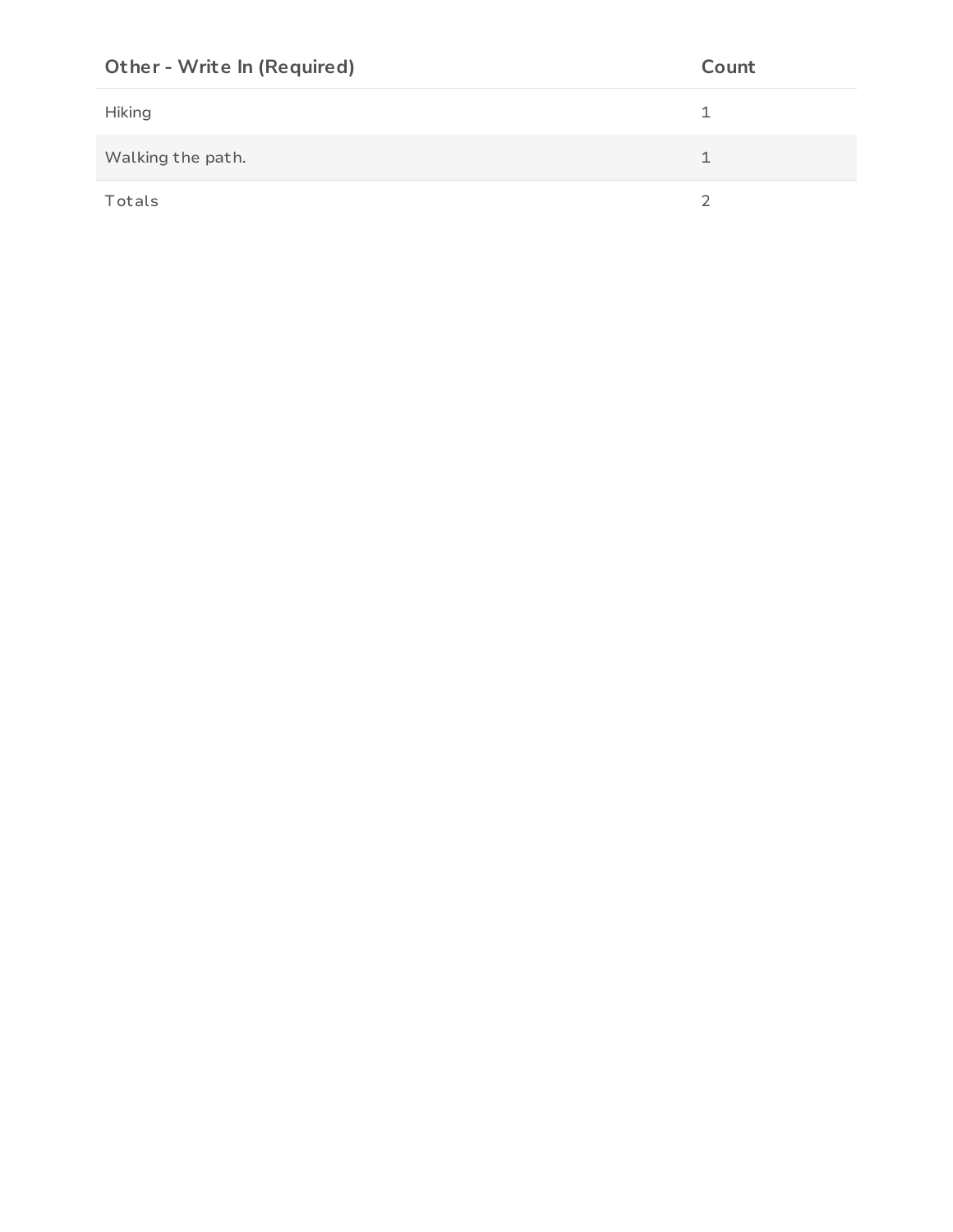| Other - Write In (Required) | Count |
|---|---|
| Hiking | 1 |
| Walking the path. | 1 |
| Totals | 2 |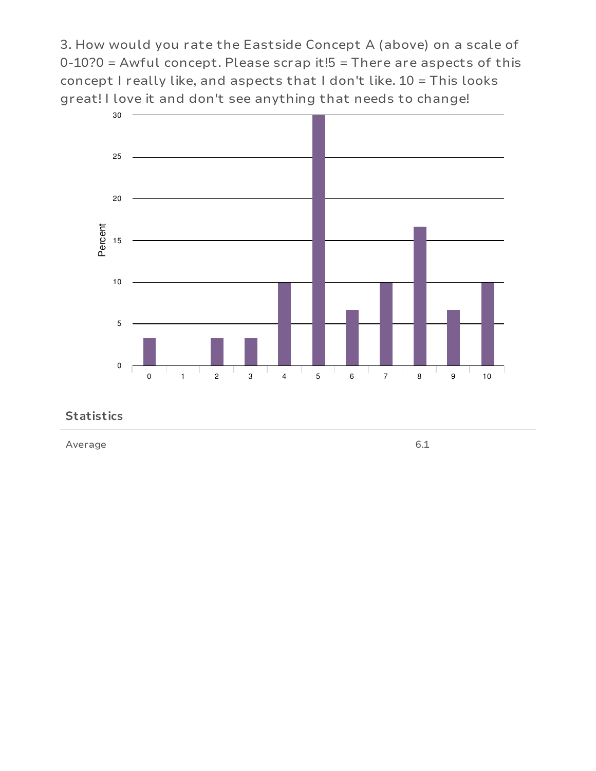3. How would you rate the Eastside Concept A (above) on a scale of 0-10?0 = Awful concept. Please scrap it!5 = There are aspects of this concept I really like, and aspects that I don't like. 10 = This looks great! I love it and don't see anything that needs to change!

**Statistics**

| | |
|---|---|
| Average | 6.1 |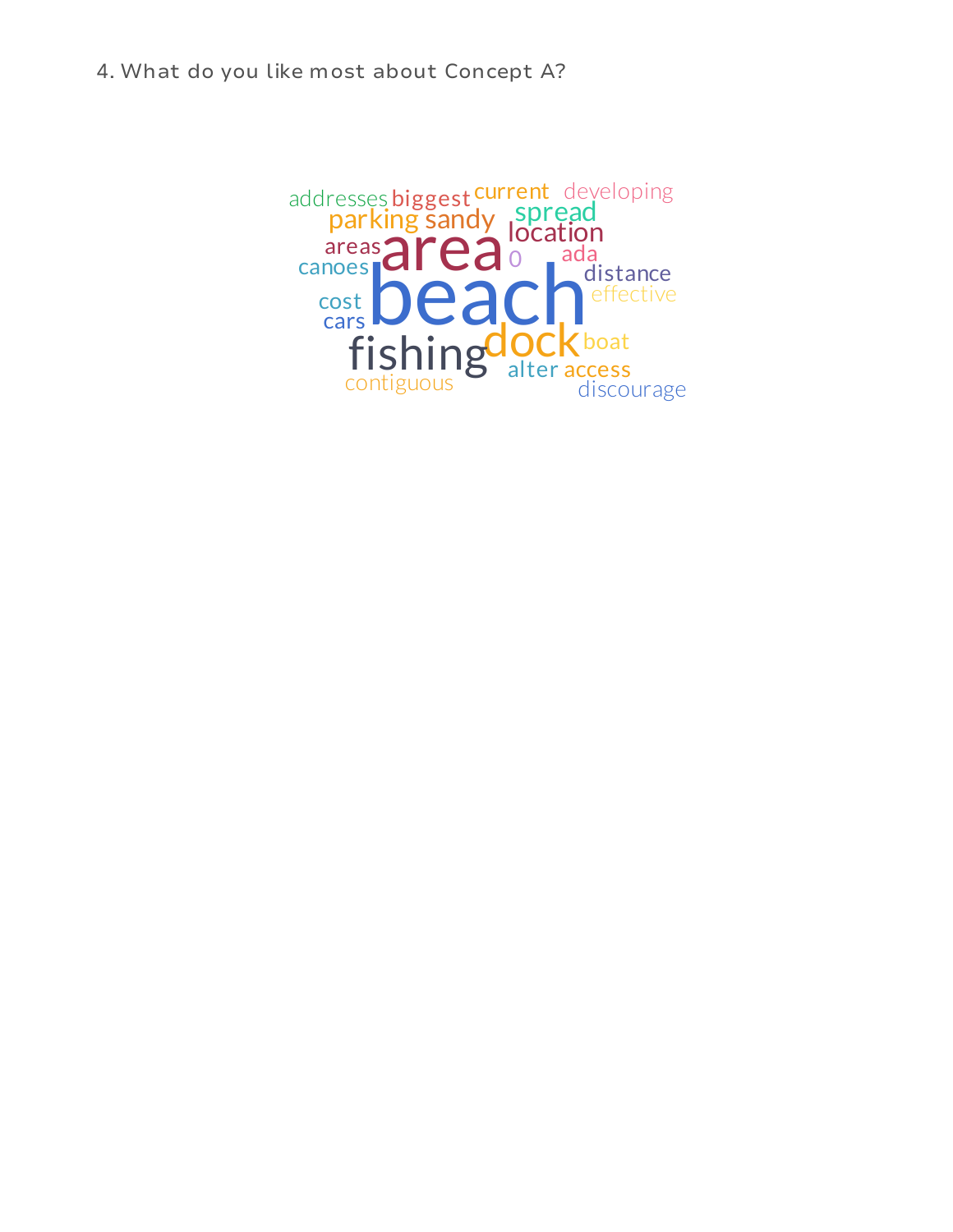4. What do you like most about Concept A?

addresses biggest current developing parking sandy spread location areas area 0 ada canoes beach distance cost effective cars fishing dock boat alter access contiguous discourage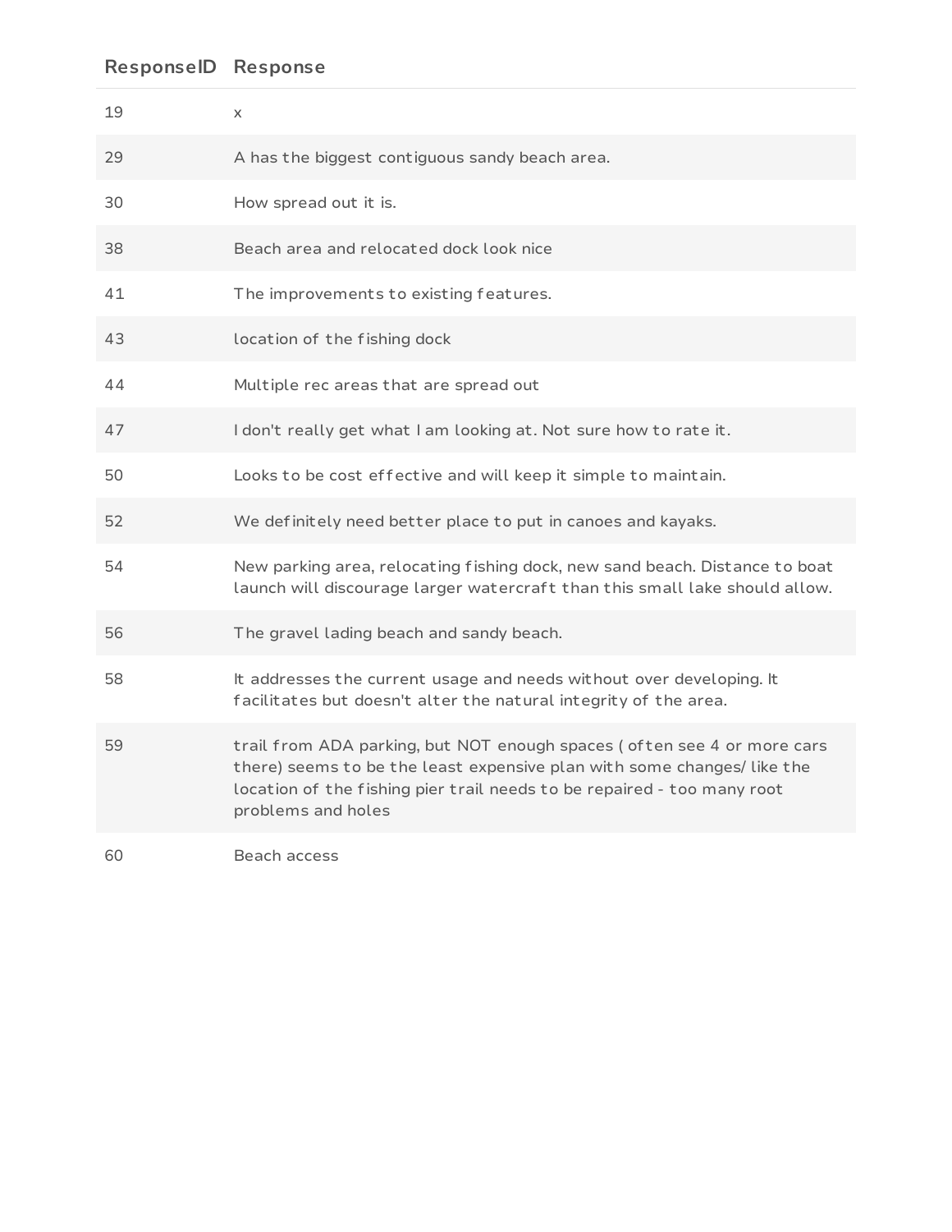| ResponseID | Response |
|---|---|
| 19 | x |
| 29 | A has the biggest contiguous sandy beach area. |
| 30 | How spread out it is. |
| 38 | Beach area and relocated dock look nice |
| 41 | The improvements to existing features. |
| 43 | location of the fishing dock |
| 44 | Multiple rec areas that are spread out |
| 47 | I don't really get what I am looking at. Not sure how to rate it. |
| 50 | Looks to be cost effective and will keep it simple to maintain. |
| 52 | We definitely need better place to put in canoes and kayaks. |
| 54 | New parking area, relocating fishing dock, new sand beach. Distance to boat launch will discourage larger watercraft than this small lake should allow. |
| 56 | The gravel lading beach and sandy beach. |
| 58 | It addresses the current usage and needs without over developing. It facilitates but doesn't alter the natural integrity of the area. |
| 59 | trail from ADA parking, but NOT enough spaces ( often see 4 or more cars there) seems to be the least expensive plan with some changes/ like the location of the fishing pier trail needs to be repaired - too many root problems and holes |
| 60 | Beach access |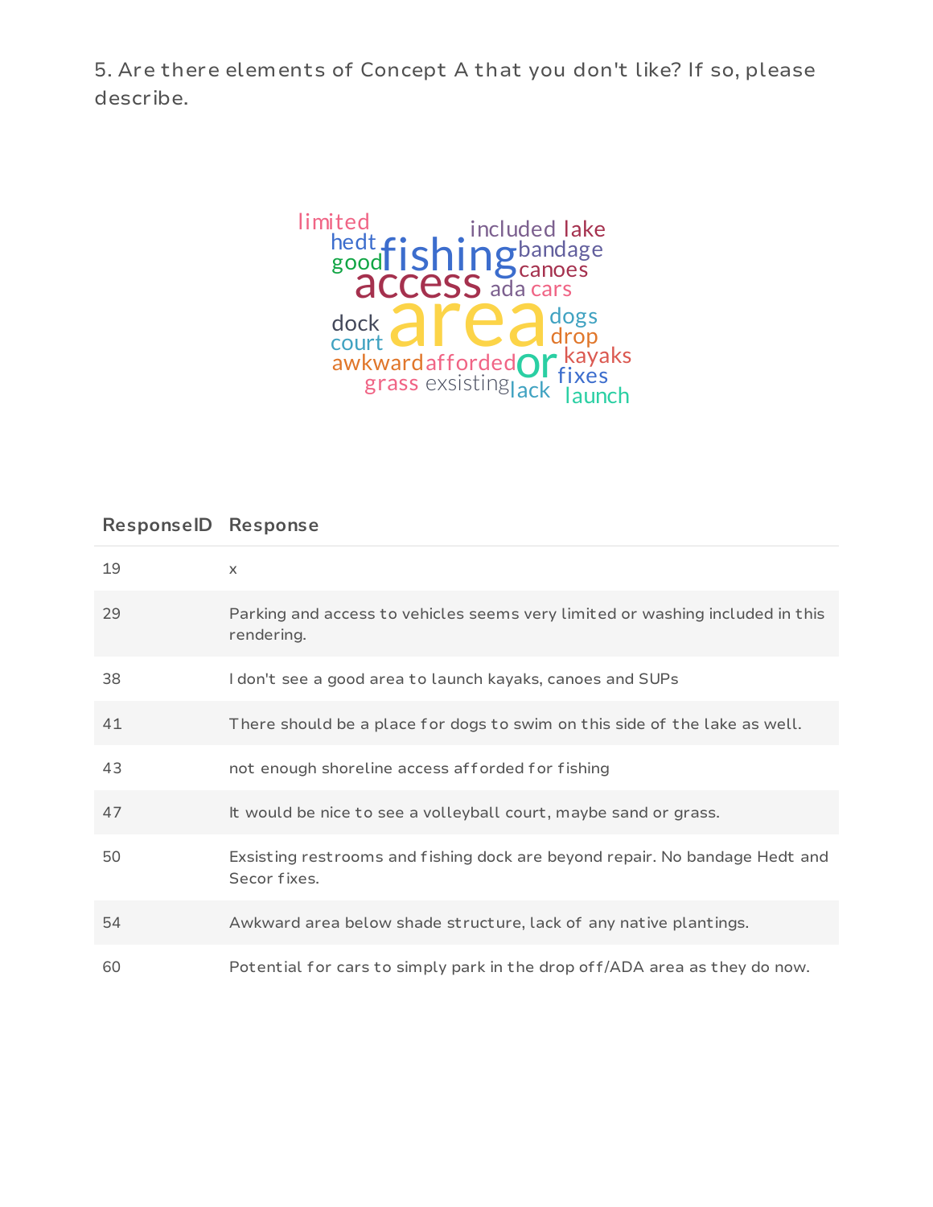5. Are there elements of Concept A that you don't like? If so, please describe.

| ResponseID | Response |
|---|---|
| 19 | x |
| 29 | Parking and access to vehicles seems very limited or washing included in this rendering. |
| 38 | I don't see a good area to launch kayaks, canoes and SUPs |
| 41 | There should be a place for dogs to swim on this side of the lake as well. |
| 43 | not enough shoreline access afforded for fishing |
| 47 | It would be nice to see a volleyball court, maybe sand or grass. |
| 50 | Exsisting restrooms and fishing dock are beyond repair. No bandage Hedt and Secor fixes. |
| 54 | Awkward area below shade structure, lack of any native plantings. |
| 60 | Potential for cars to simply park in the drop off/ADA area as they do now. |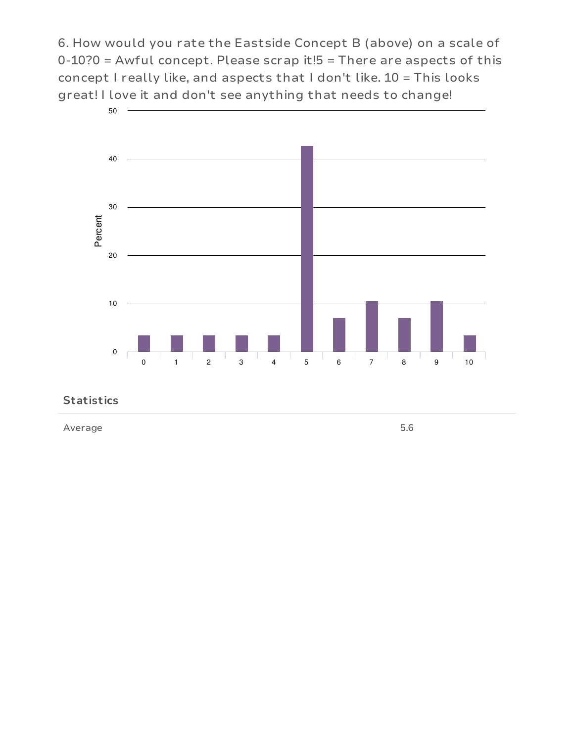6. How would you rate the Eastside Concept B (above) on a scale of 0-10?0 = Awful concept. Please scrap it!5 = There are aspects of this concept I really like, and aspects that I don't like. 10 = This looks great! I love it and don't see anything that needs to change!

### Statistics

| Average | 5.6 |
|---|---|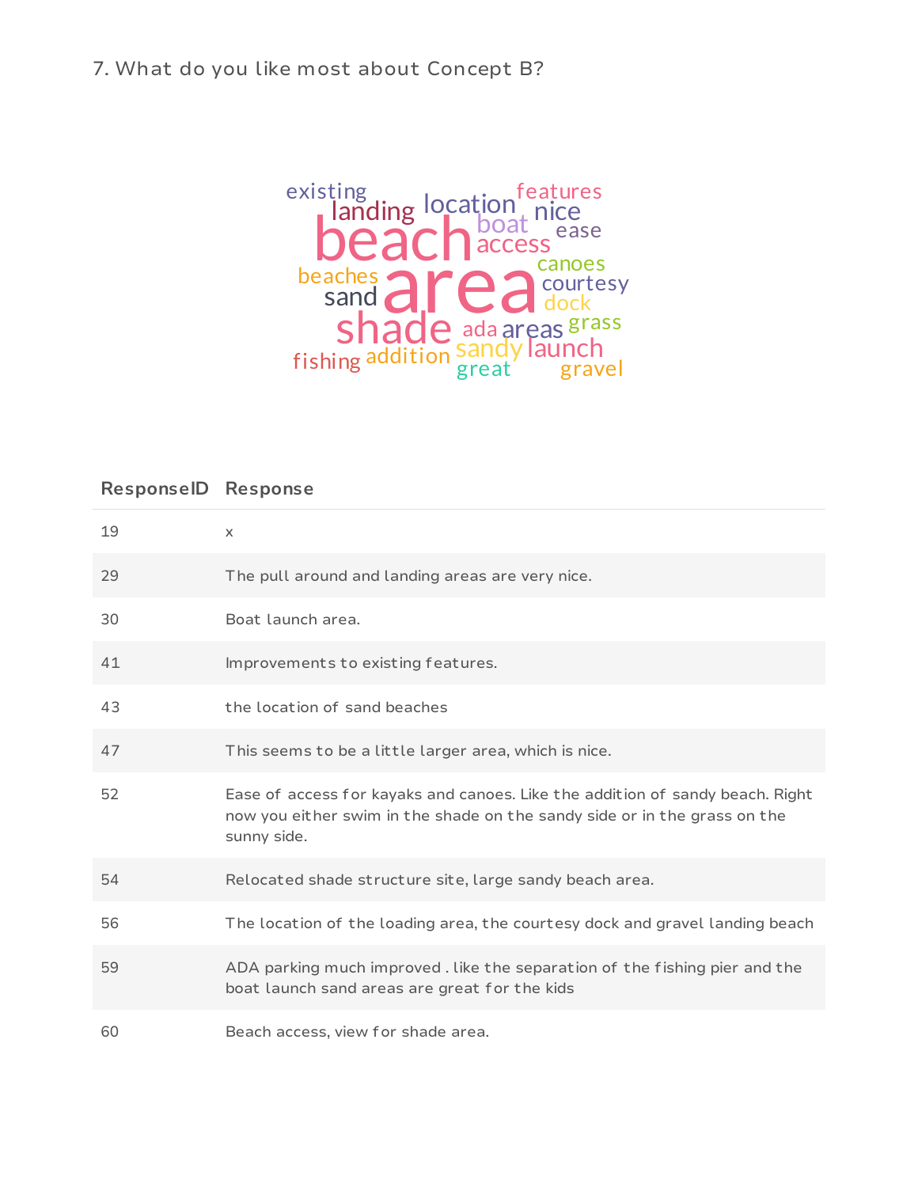7. What do you like most about Concept B?

| ResponseID | Response |
| --- | --- |
| 19 | x |
| 29 | The pull around and landing areas are very nice. |
| 30 | Boat launch area. |
| 41 | Improvements to existing features. |
| 43 | the location of sand beaches |
| 47 | This seems to be a little larger area, which is nice. |
| 52 | Ease of access for kayaks and canoes. Like the addition of sandy beach. Right now you either swim in the shade on the sandy side or in the grass on the sunny side. |
| 54 | Relocated shade structure site, large sandy beach area. |
| 56 | The location of the loading area, the courtesy dock and gravel landing beach |
| 59 | ADA parking much improved . like the separation of the fishing pier and the boat launch sand areas are great for the kids |
| 60 | Beach access, view for shade area. |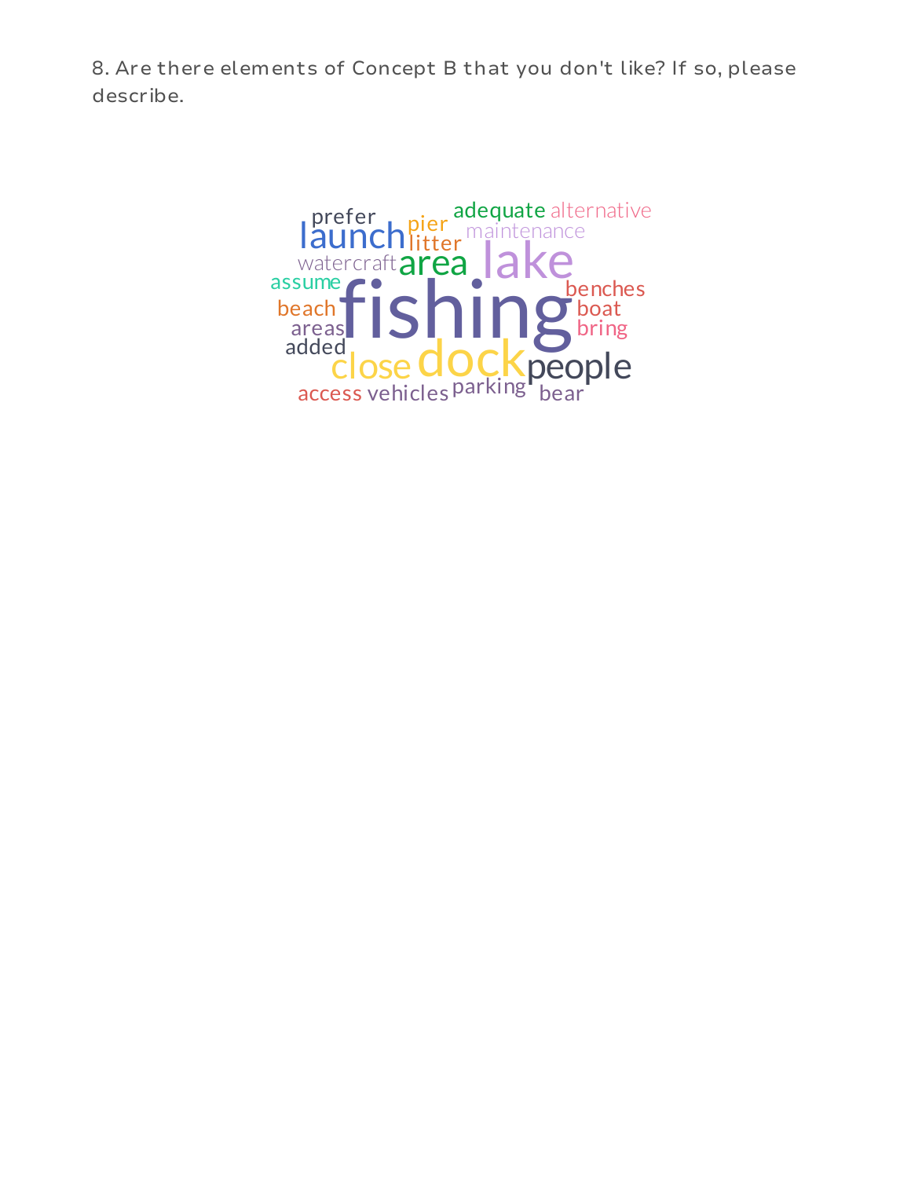8. Are there elements of Concept B that you don't like? If so, please describe.

prefer launch pier litter adequate alternative maintenance watercraft area lake assume fishing benches beach boat areas bring added close dock people access vehicles parking bear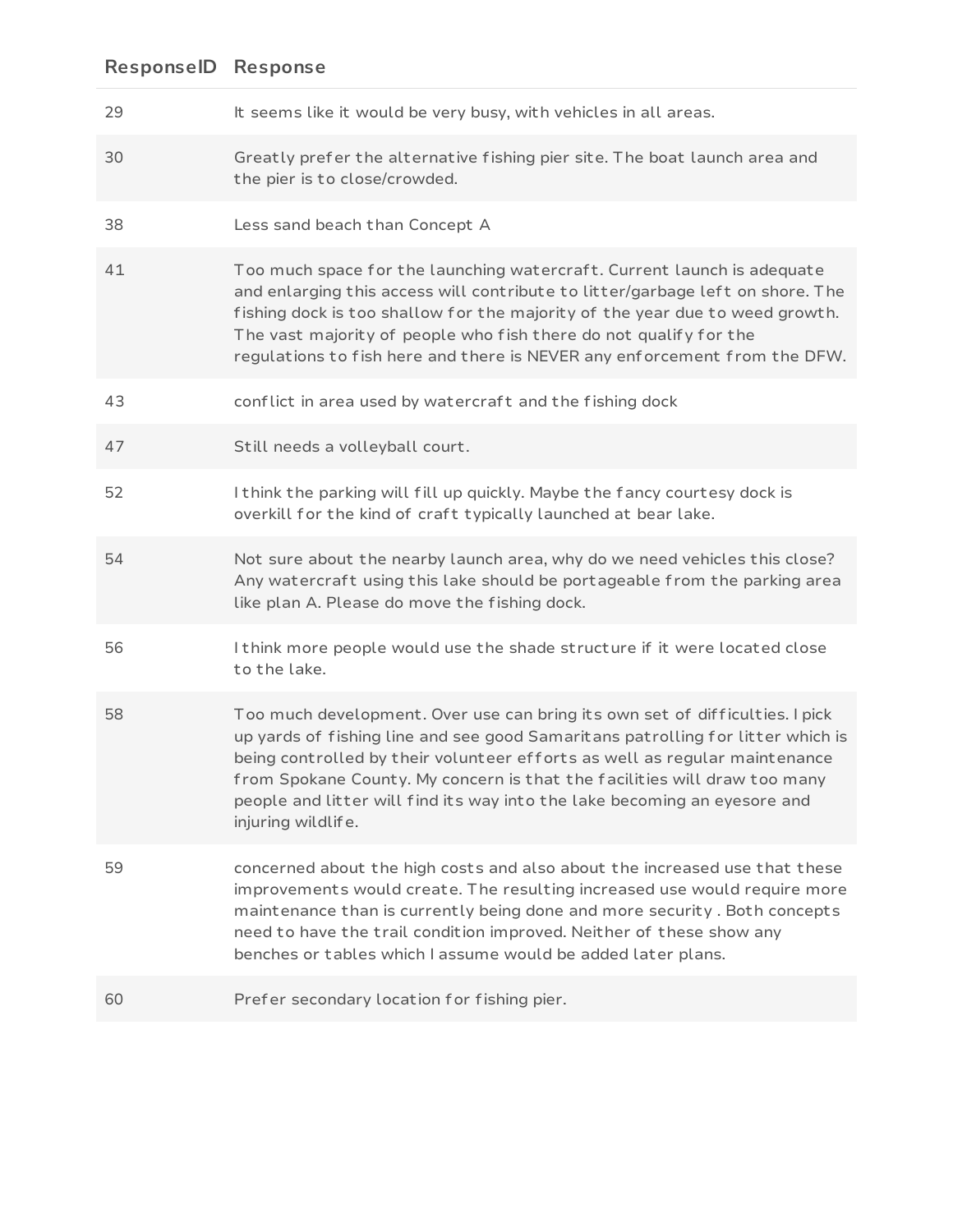| ResponseID | Response |
| --- | --- |
| 29 | It seems like it would be very busy, with vehicles in all areas. |
| 30 | Greatly prefer the alternative fishing pier site. The boat launch area and the pier is to close/crowded. |
| 38 | Less sand beach than Concept A |
| 41 | Too much space for the launching watercraft. Current launch is adequate and enlarging this access will contribute to litter/garbage left on shore. The fishing dock is too shallow for the majority of the year due to weed growth. The vast majority of people who fish there do not qualify for the regulations to fish here and there is NEVER any enforcement from the DFW. |
| 43 | conflict in area used by watercraft and the fishing dock |
| 47 | Still needs a volleyball court. |
| 52 | I think the parking will fill up quickly. Maybe the fancy courtesy dock is overkill for the kind of craft typically launched at bear lake. |
| 54 | Not sure about the nearby launch area, why do we need vehicles this close? Any watercraft using this lake should be portageable from the parking area like plan A. Please do move the fishing dock. |
| 56 | I think more people would use the shade structure if it were located close to the lake. |
| 58 | Too much development. Over use can bring its own set of difficulties. I pick up yards of fishing line and see good Samaritans patrolling for litter which is being controlled by their volunteer efforts as well as regular maintenance from Spokane County. My concern is that the facilities will draw too many people and litter will find its way into the lake becoming an eyesore and injuring wildlife. |
| 59 | concerned about the high costs and also about the increased use that these improvements would create. The resulting increased use would require more maintenance than is currently being done and more security . Both concepts need to have the trail condition improved. Neither of these show any benches or tables which I assume would be added later plans. |
| 60 | Prefer secondary location for fishing pier. |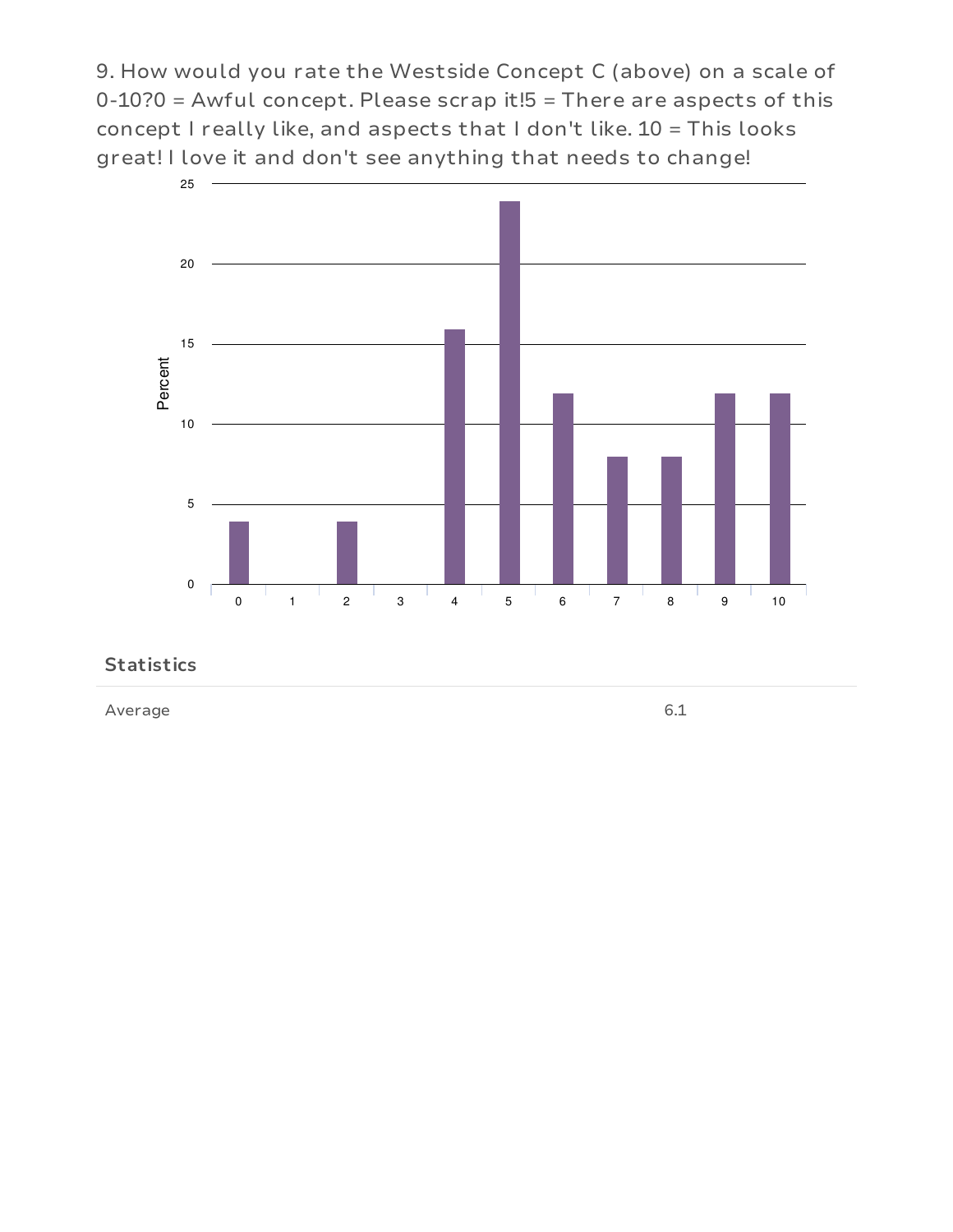9. How would you rate the Westside Concept C (above) on a scale of 0-10?0 = Awful concept. Please scrap it!5 = There are aspects of this concept I really like, and aspects that I don't like. 10 = This looks great! I love it and don't see anything that needs to change!

### Statistics

| | |
|---|---|
| Average | 6.1 |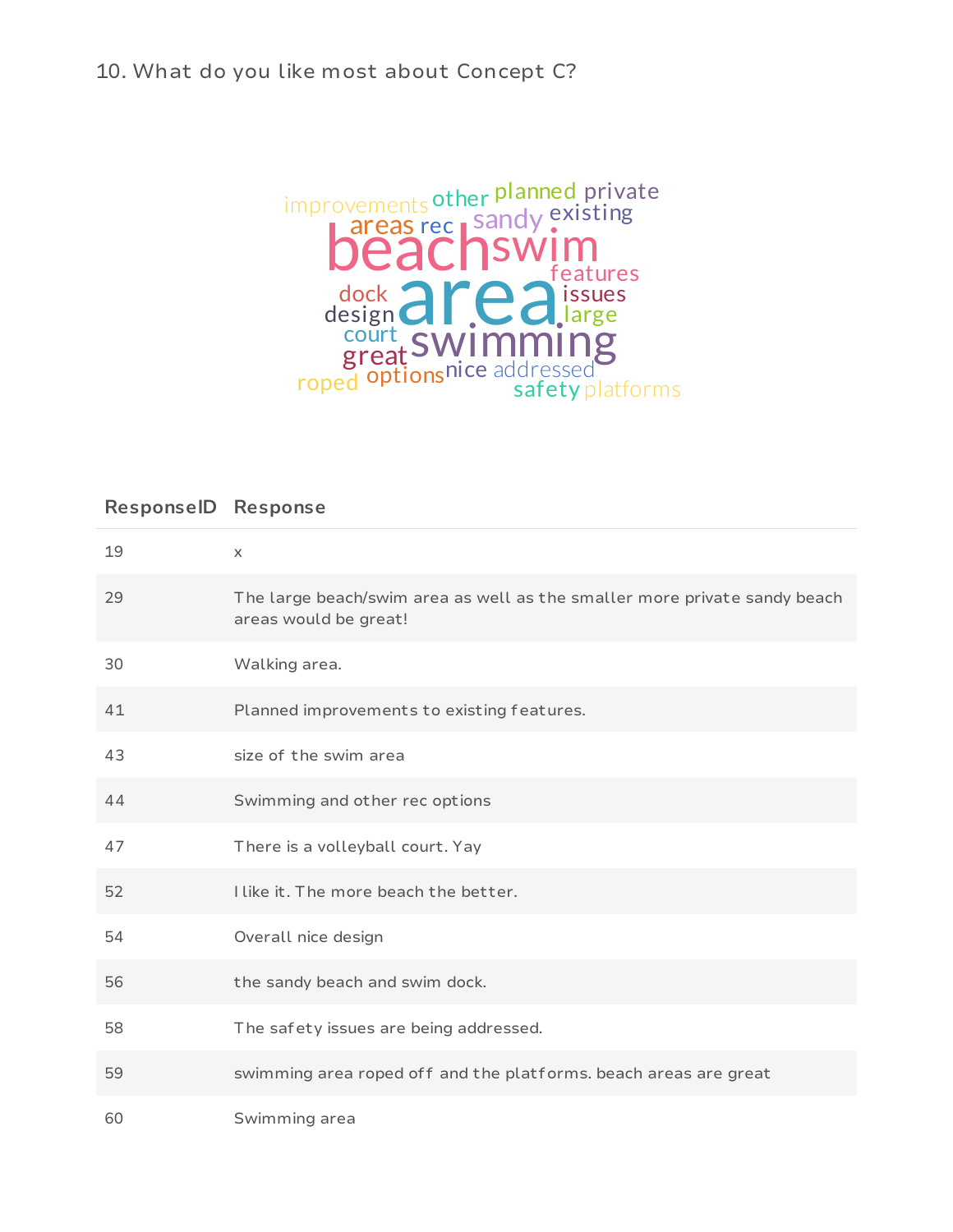10. What do you like most about Concept C?

| ResponseID | Response |
| --- | --- |
| 19 | x |
| 29 | The large beach/swim area as well as the smaller more private sandy beach areas would be great! |
| 30 | Walking area. |
| 41 | Planned improvements to existing features. |
| 43 | size of the swim area |
| 44 | Swimming and other rec options |
| 47 | There is a volleyball court. Yay |
| 52 | I like it. The more beach the better. |
| 54 | Overall nice design |
| 56 | the sandy beach and swim dock. |
| 58 | The safety issues are being addressed. |
| 59 | swimming area roped off and the platforms. beach areas are great |
| 60 | Swimming area |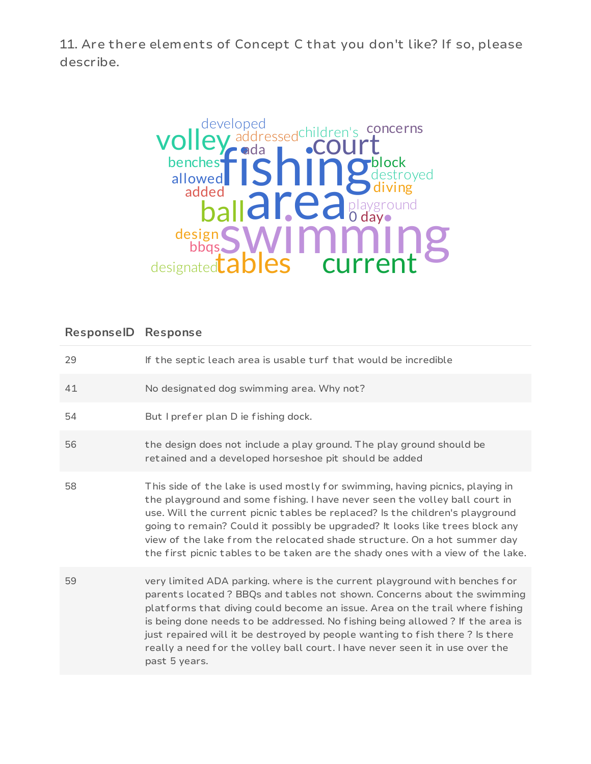11. Are there elements of Concept C that you don't like? If so, please describe.

| ResponseID | Response |
| --- | --- |
| 29 | If the septic leach area is usable turf that would be incredible |
| 41 | No designated dog swimming area. Why not? |
| 54 | But I prefer plan D ie fishing dock. |
| 56 | the design does not include a play ground. The play ground should be retained and a developed horseshoe pit should be added |
| 58 | This side of the lake is used mostly for swimming, having picnics, playing in the playground and some fishing. I have never seen the volley ball court in use. Will the current picnic tables be replaced? Is the children's playground going to remain? Could it possibly be upgraded? It looks like trees block any view of the lake from the relocated shade structure. On a hot summer day the first picnic tables to be taken are the shady ones with a view of the lake. |
| 59 | very limited ADA parking. where is the current playground with benches for parents located ? BBQs and tables not shown. Concerns about the swimming platforms that diving could become an issue. Area on the trail where fishing is being done needs to be addressed. No fishing being allowed ? If the area is just repaired will it be destroyed by people wanting to fish there ? Is there really a need for the volley ball court. I have never seen it in use over the past 5 years. |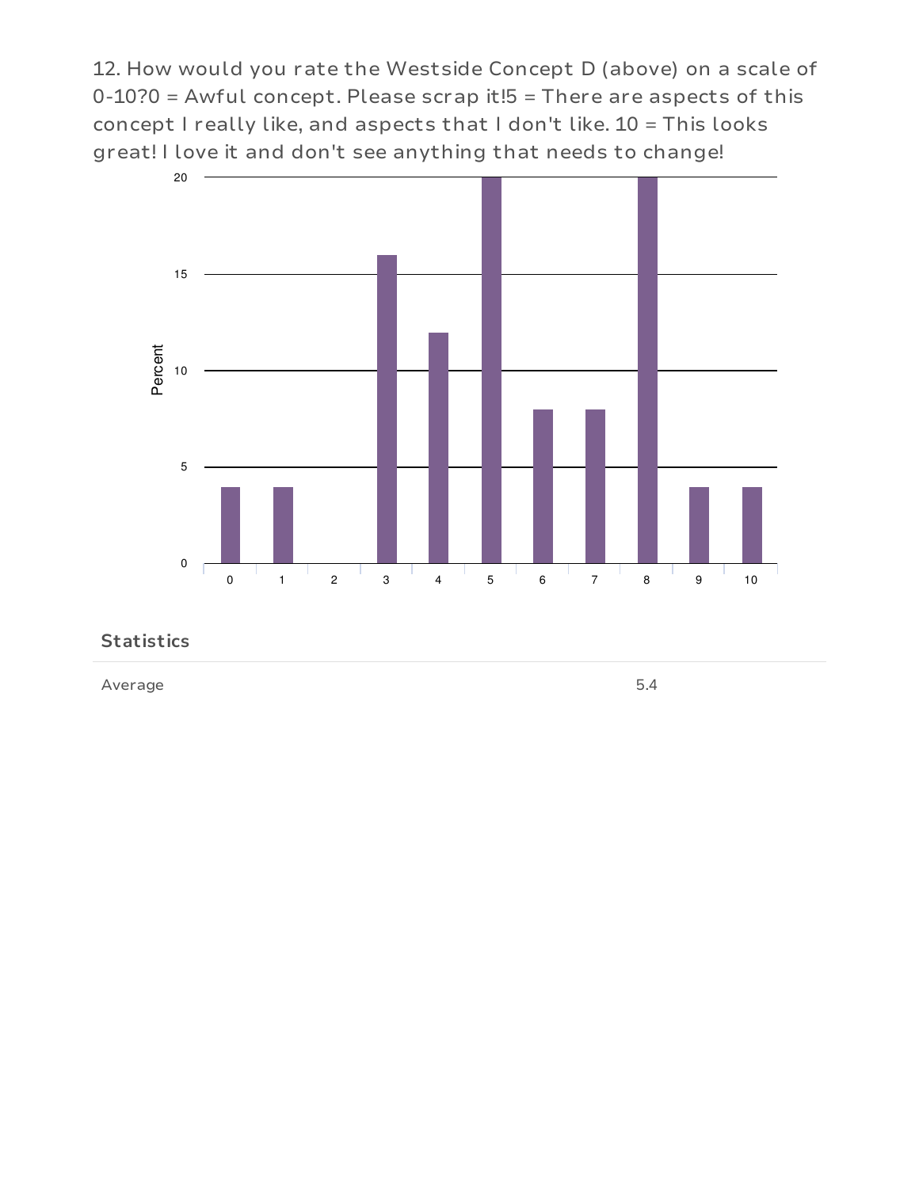12. How would you rate the Westside Concept D (above) on a scale of 0-10?0 = Awful concept. Please scrap it!5 = There are aspects of this concept I really like, and aspects that I don't like. 10 = This looks great! I love it and don't see anything that needs to change!

### Statistics

| | |
|---|---|
| Average | 5.4 |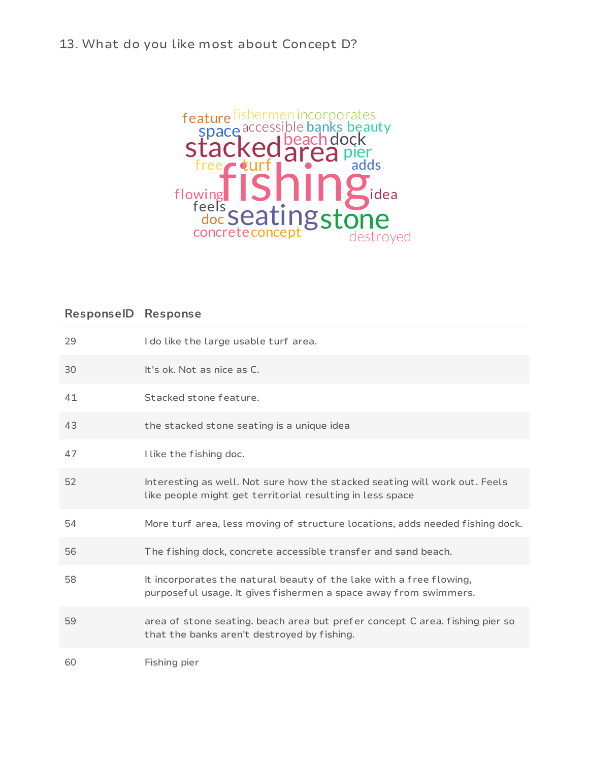13. What do you like most about Concept D?

| ResponseID | Response |
| --- | --- |
| 29 | I do like the large usable turf area. |
| 30 | It's ok. Not as nice as C. |
| 41 | Stacked stone feature. |
| 43 | the stacked stone seating is a unique idea |
| 47 | I like the fishing doc. |
| 52 | Interesting as well. Not sure how the stacked seating will work out. Feels like people might get territorial resulting in less space |
| 54 | More turf area, less moving of structure locations, adds needed fishing dock. |
| 56 | The fishing dock, concrete accessible transfer and sand beach. |
| 58 | It incorporates the natural beauty of the lake with a free flowing, purposeful usage. It gives fishermen a space away from swimmers. |
| 59 | area of stone seating. beach area but prefer concept C area. fishing pier so that the banks aren't destroyed by fishing. |
| 60 | Fishing pier |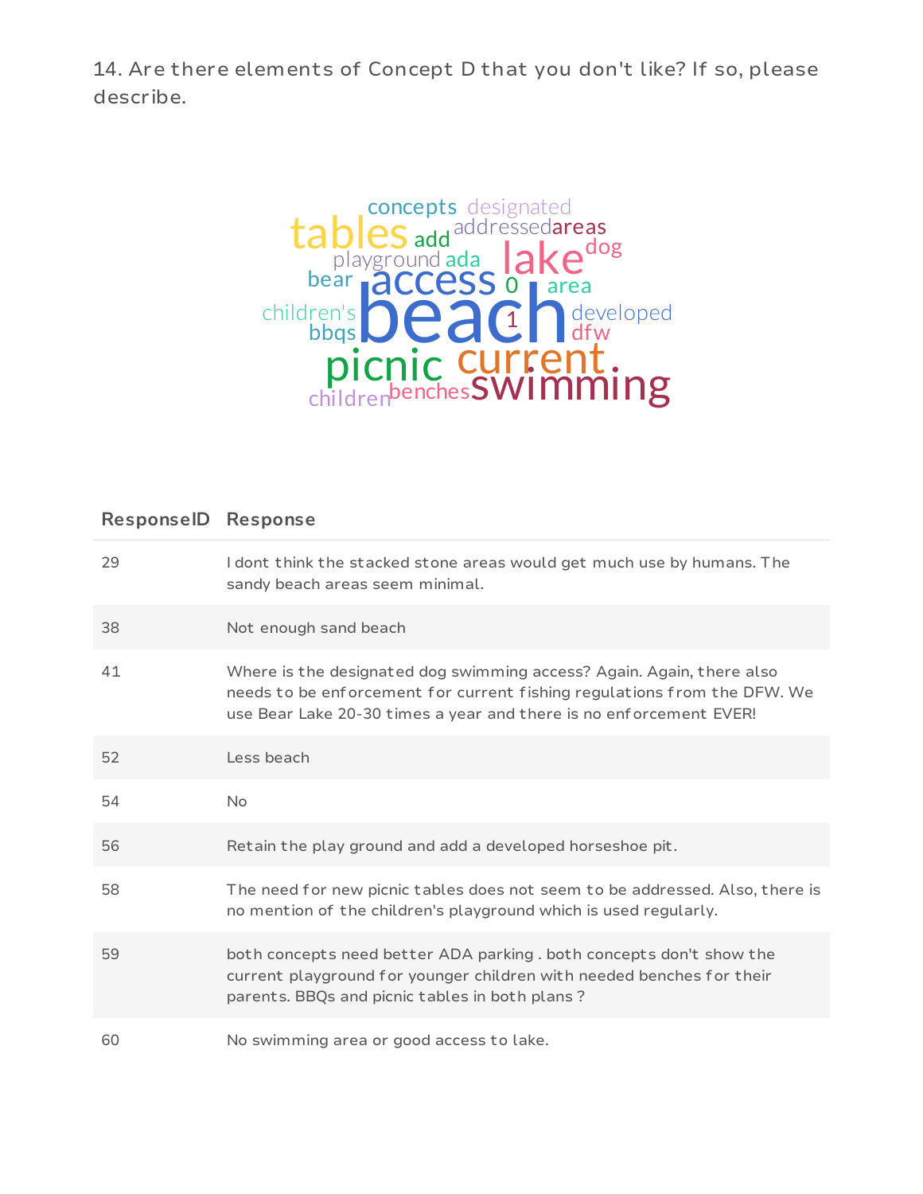14. Are there elements of Concept D that you don't like? If so, please describe.

| ResponseID | Response |
| --- | --- |
| 29 | I dont think the stacked stone areas would get much use by humans. The sandy beach areas seem minimal. |
| 38 | Not enough sand beach |
| 41 | Where is the designated dog swimming access? Again. Again, there also needs to be enforcement for current fishing regulations from the DFW. We use Bear Lake 20-30 times a year and there is no enforcement EVER! |
| 52 | Less beach |
| 54 | No |
| 56 | Retain the play ground and add a developed horseshoe pit. |
| 58 | The need for new picnic tables does not seem to be addressed. Also, there is no mention of the children's playground which is used regularly. |
| 59 | both concepts need better ADA parking . both concepts don't show the current playground for younger children with needed benches for their parents. BBQs and picnic tables in both plans ? |
| 60 | No swimming area or good access to lake. |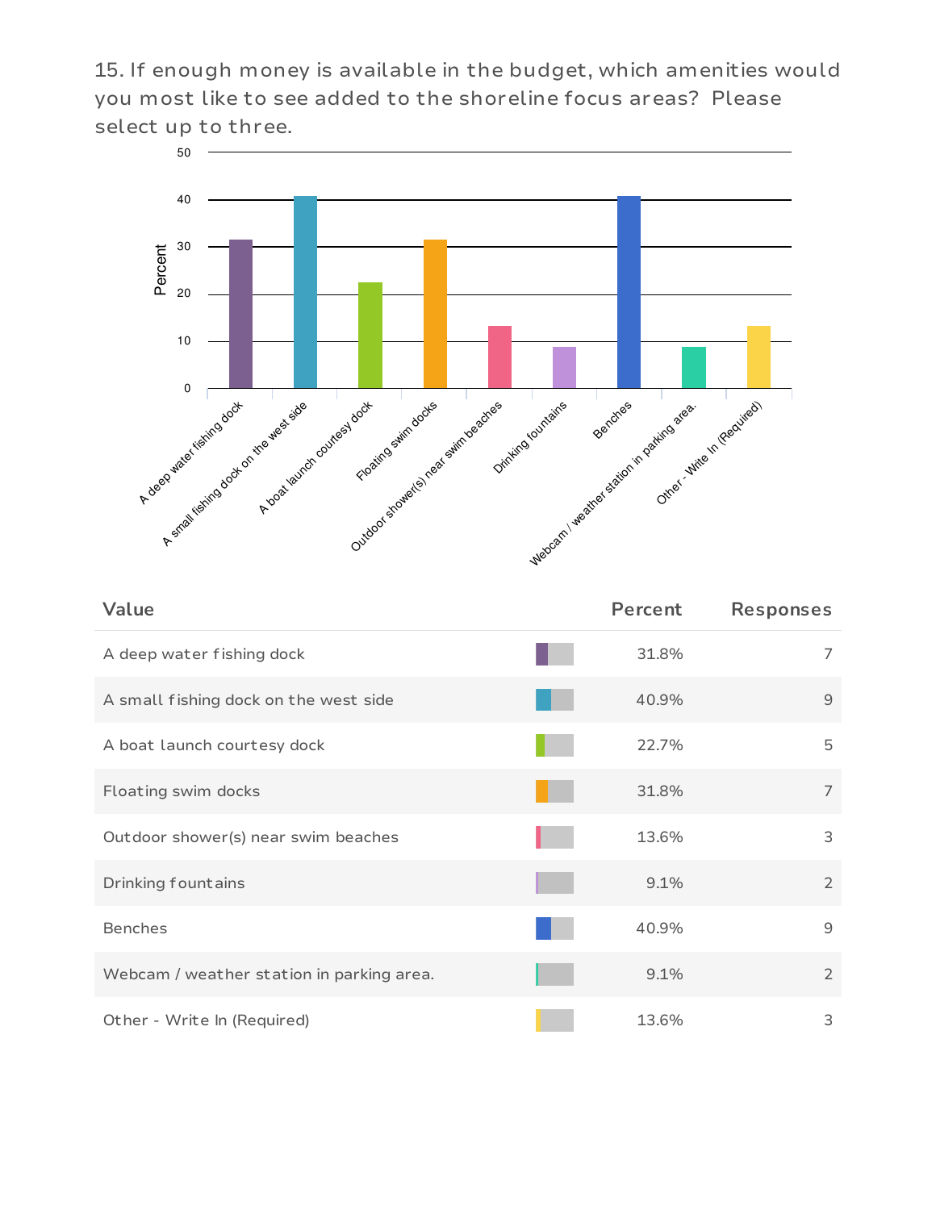15. If enough money is available in the budget, which amenities would you most like to see added to the shoreline focus areas? Please select up to three.

| Value | Percent | Responses |
|---|---|---|
| A deep water fishing dock | 31.8% | 7 |
| A small fishing dock on the west side | 40.9% | 9 |
| A boat launch courtesy dock | 22.7% | 5 |
| Floating swim docks | 31.8% | 7 |
| Outdoor shower(s) near swim beaches | 13.6% | 3 |
| Drinking fountains | 9.1% | 2 |
| Benches | 40.9% | 9 |
| Webcam / weather station in parking area. | 9.1% | 2 |
| Other - Write In (Required) | 13.6% | 3 |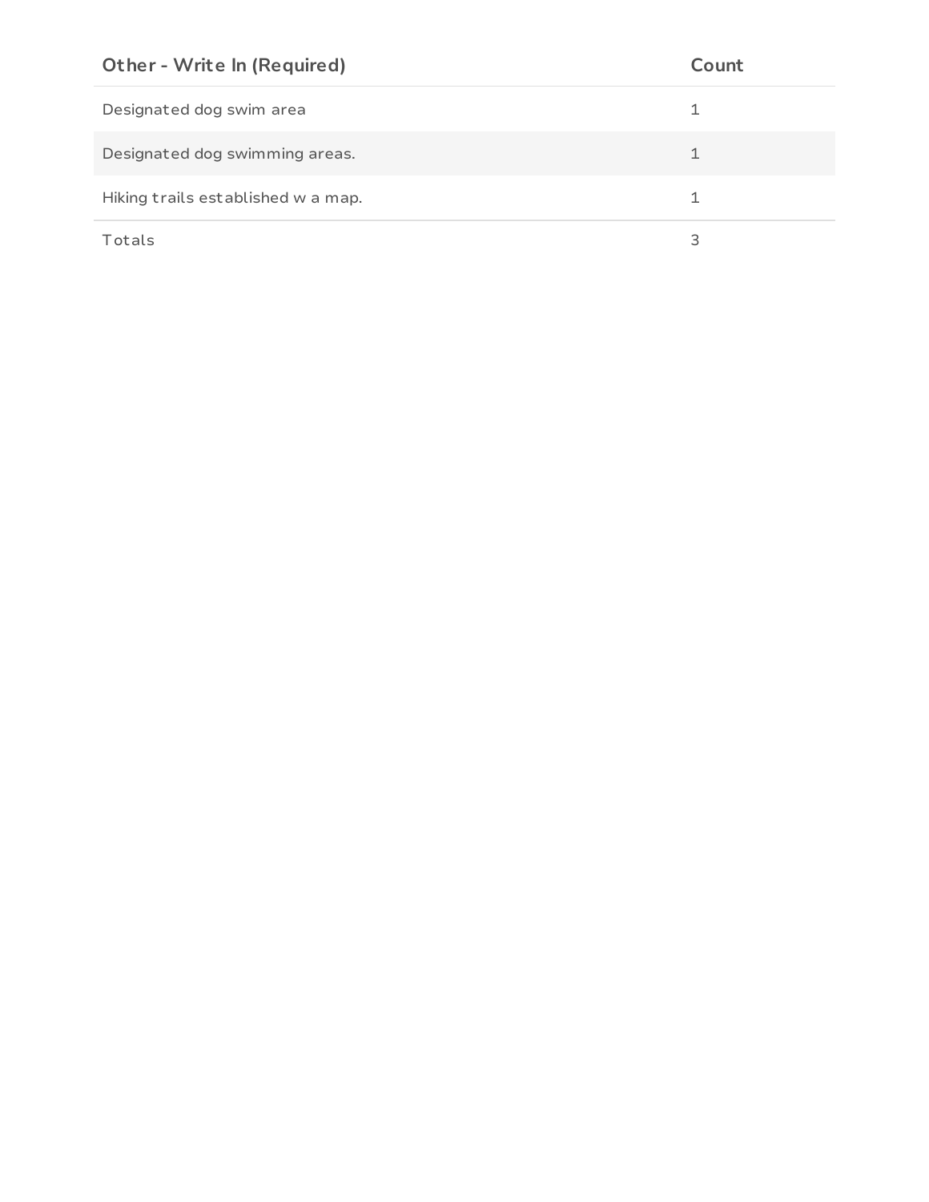| Other - Write In (Required) | Count |
| --- | --- |
| Designated dog swim area | 1 |
| Designated dog swimming areas. | 1 |
| Hiking trails established w a map. | 1 |
| Totals | 3 |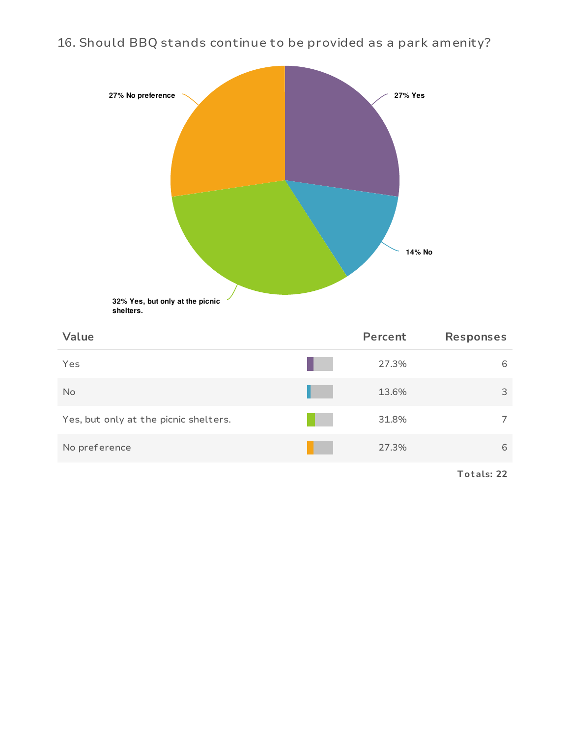## 16. Should BBQ stands continue to be provided as a park amenity?

27% No preference

27% Yes

14% No

32% Yes, but only at the picnic shelters.

| Value | Percent | Responses |
|---|---|---|
| Yes | 27.3% | 6 |
| No | 13.6% | 3 |
| Yes, but only at the picnic shelters. | 31.8% | 7 |
| No preference | 27.3% | 6 |

**Totals: 22**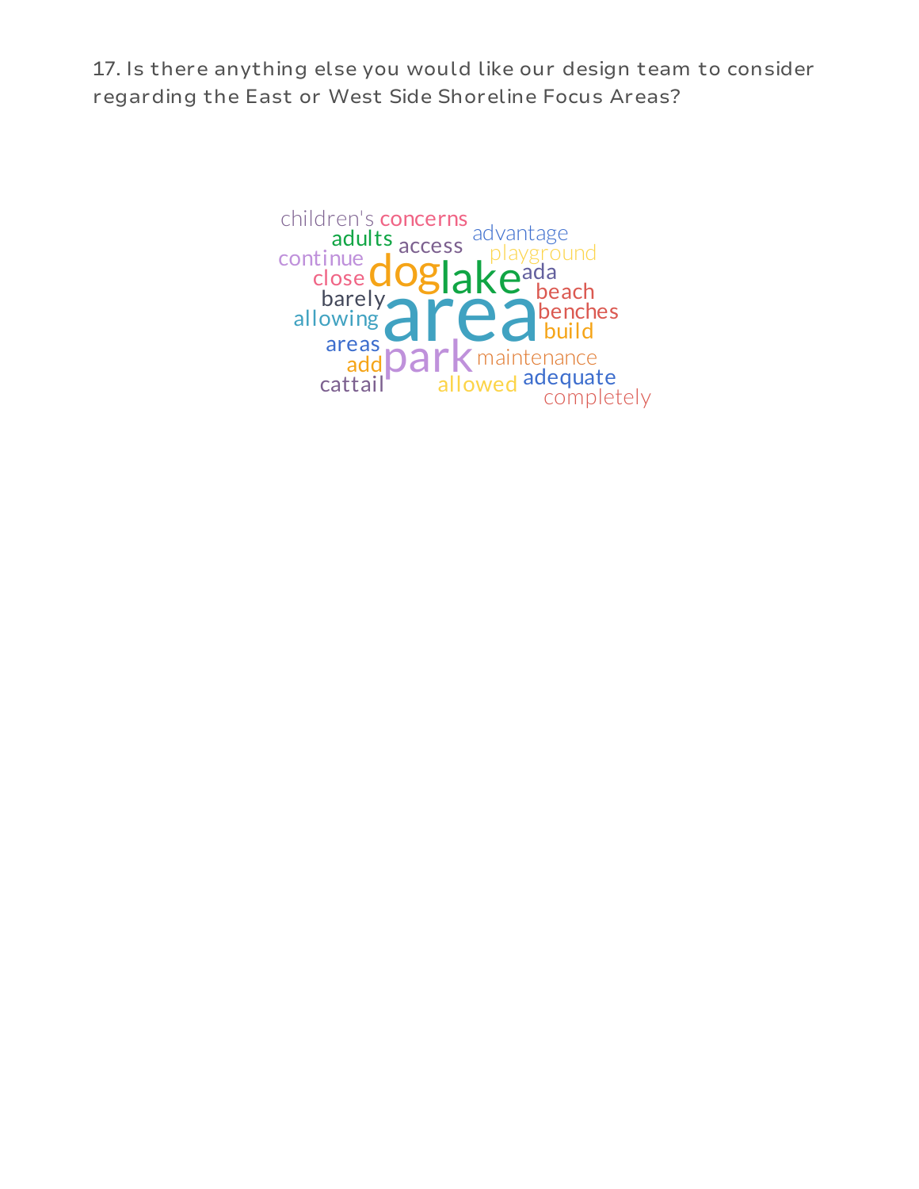17. Is there anything else you would like our design team to consider regarding the East or West Side Shoreline Focus Areas?

children's concerns adults access advantage continue playground dog lake ada close beach barely area benches allowing build areas park maintenance add adequate cattail allowed completely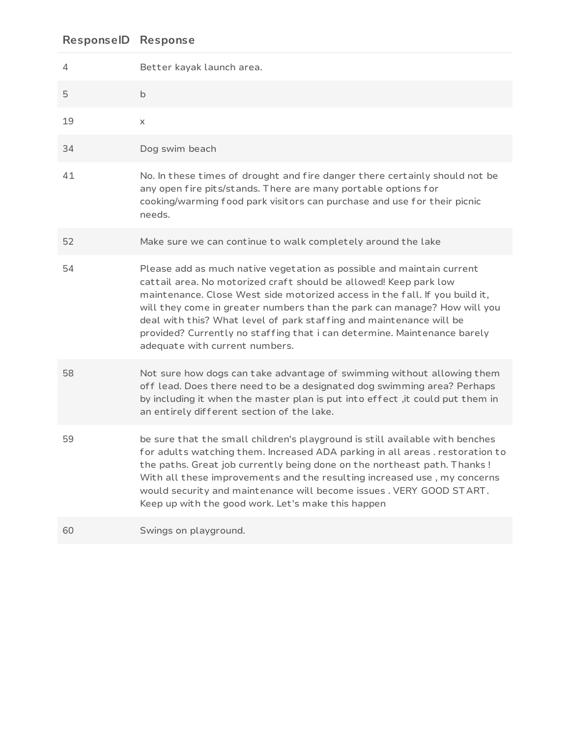| ResponseID | Response |
| --- | --- |
| 4 | Better kayak launch area. |
| 5 | b |
| 19 | x |
| 34 | Dog swim beach |
| 41 | No. In these times of drought and fire danger there certainly should not be any open fire pits/stands. There are many portable options for cooking/warming food park visitors can purchase and use for their picnic needs. |
| 52 | Make sure we can continue to walk completely around the lake |
| 54 | Please add as much native vegetation as possible and maintain current cattail area. No motorized craft should be allowed! Keep park low maintenance. Close West side motorized access in the fall. If you build it, will they come in greater numbers than the park can manage? How will you deal with this? What level of park staffing and maintenance will be provided? Currently no staffing that i can determine. Maintenance barely adequate with current numbers. |
| 58 | Not sure how dogs can take advantage of swimming without allowing them off lead. Does there need to be a designated dog swimming area? Perhaps by including it when the master plan is put into effect ,it could put them in an entirely different section of the lake. |
| 59 | be sure that the small children's playground is still available with benches for adults watching them. Increased ADA parking in all areas . restoration to the paths. Great job currently being done on the northeast path. Thanks ! With all these improvements and the resulting increased use , my concerns would security and maintenance will become issues . VERY GOOD START. Keep up with the good work. Let's make this happen |
| 60 | Swings on playground. |